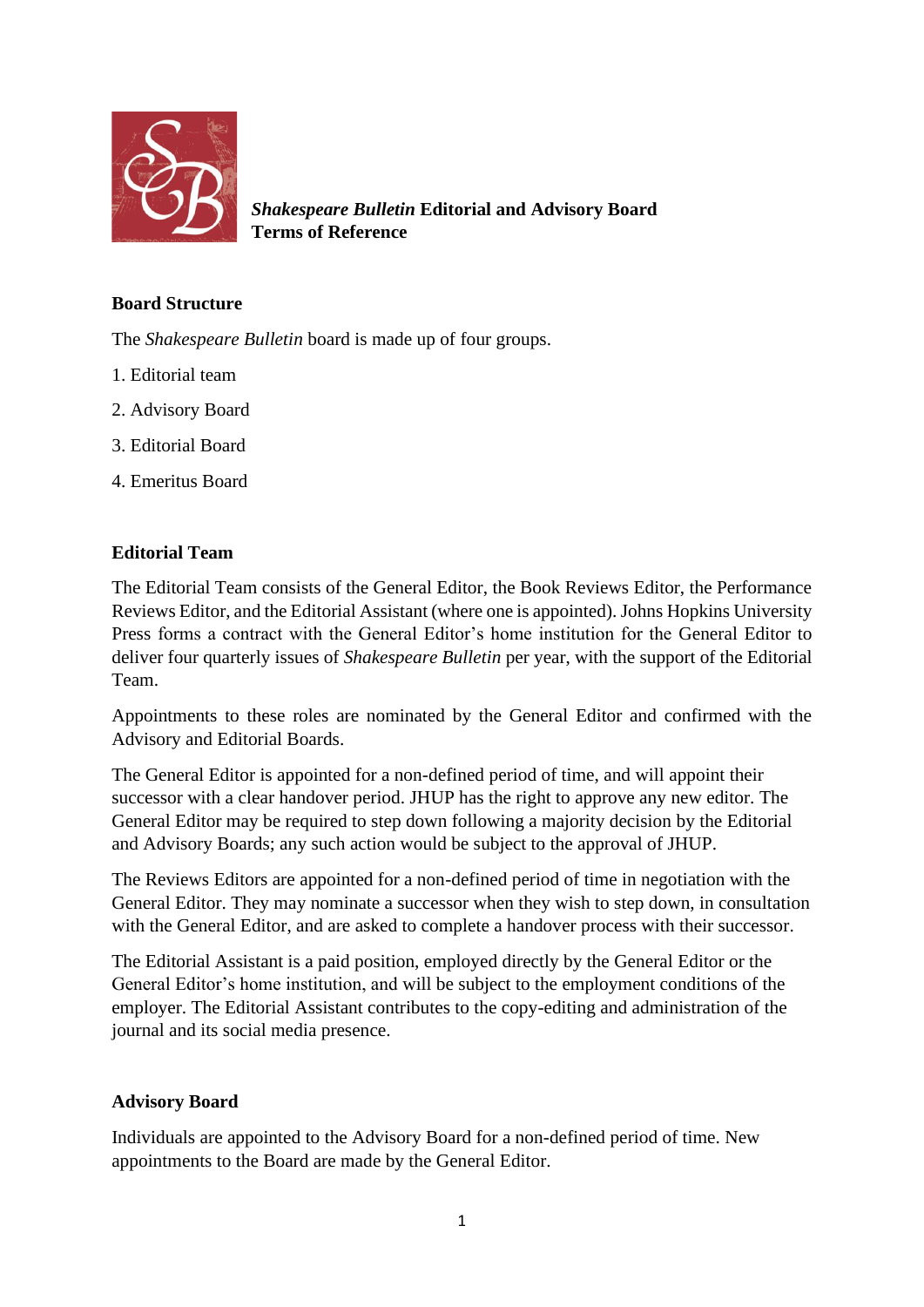# *Shakespeare Bulletin* Editorial and Advisory Board Terms of Reference

## Board Structure

The *Shakespeare Bulletin* board is made up of four groups.

1. Editorial team
2. Advisory Board
3. Editorial Board
4. Emeritus Board

## Editorial Team

The Editorial Team consists of the General Editor, the Book Reviews Editor, the Performance Reviews Editor, and the Editorial Assistant (where one is appointed). Johns Hopkins University Press forms a contract with the General Editor's home institution for the General Editor to deliver four quarterly issues of *Shakespeare Bulletin* per year, with the support of the Editorial Team.

Appointments to these roles are nominated by the General Editor and confirmed with the Advisory and Editorial Boards.

The General Editor is appointed for a non-defined period of time, and will appoint their successor with a clear handover period. JHUP has the right to approve any new editor. The General Editor may be required to step down following a majority decision by the Editorial and Advisory Boards; any such action would be subject to the approval of JHUP.

The Reviews Editors are appointed for a non-defined period of time in negotiation with the General Editor. They may nominate a successor when they wish to step down, in consultation with the General Editor, and are asked to complete a handover process with their successor.

The Editorial Assistant is a paid position, employed directly by the General Editor or the General Editor's home institution, and will be subject to the employment conditions of the employer. The Editorial Assistant contributes to the copy-editing and administration of the journal and its social media presence.

## Advisory Board

Individuals are appointed to the Advisory Board for a non-defined period of time. New appointments to the Board are made by the General Editor.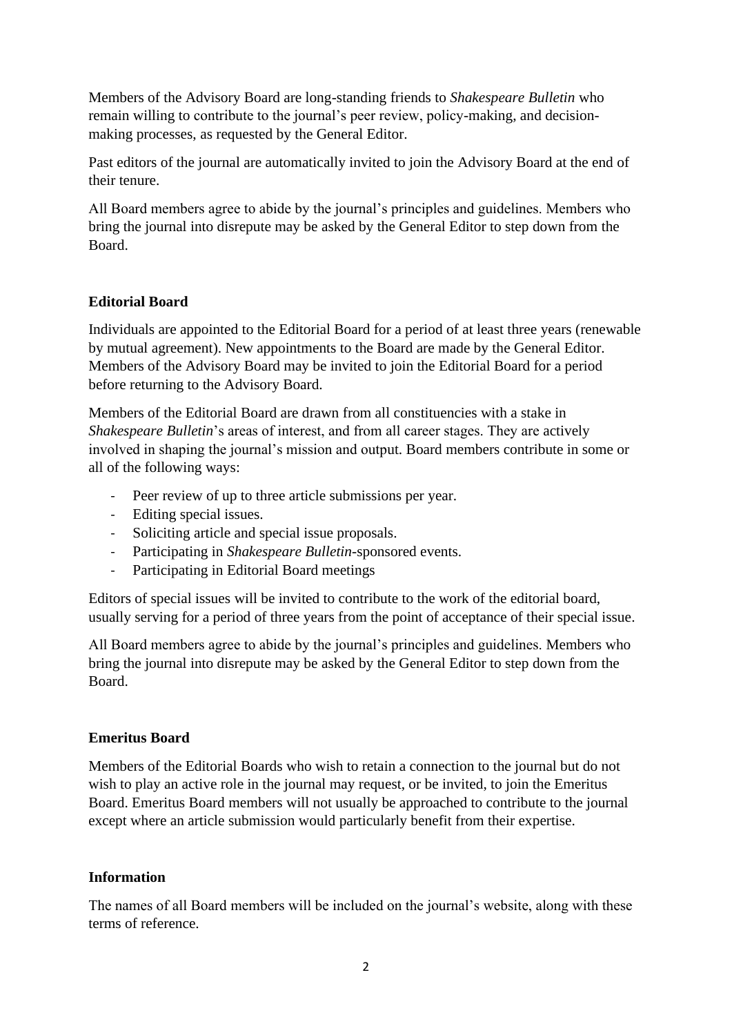Members of the Advisory Board are long-standing friends to *Shakespeare Bulletin* who remain willing to contribute to the journal's peer review, policy-making, and decision-making processes, as requested by the General Editor.

Past editors of the journal are automatically invited to join the Advisory Board at the end of their tenure.

All Board members agree to abide by the journal's principles and guidelines. Members who bring the journal into disrepute may be asked by the General Editor to step down from the Board.

**Editorial Board**

Individuals are appointed to the Editorial Board for a period of at least three years (renewable by mutual agreement). New appointments to the Board are made by the General Editor. Members of the Advisory Board may be invited to join the Editorial Board for a period before returning to the Advisory Board.

Members of the Editorial Board are drawn from all constituencies with a stake in *Shakespeare Bulletin*'s areas of interest, and from all career stages. They are actively involved in shaping the journal's mission and output. Board members contribute in some or all of the following ways:

- Peer review of up to three article submissions per year.
- Editing special issues.
- Soliciting article and special issue proposals.
- Participating in *Shakespeare Bulletin*-sponsored events.
- Participating in Editorial Board meetings

Editors of special issues will be invited to contribute to the work of the editorial board, usually serving for a period of three years from the point of acceptance of their special issue.

All Board members agree to abide by the journal's principles and guidelines. Members who bring the journal into disrepute may be asked by the General Editor to step down from the Board.

**Emeritus Board**

Members of the Editorial Boards who wish to retain a connection to the journal but do not wish to play an active role in the journal may request, or be invited, to join the Emeritus Board. Emeritus Board members will not usually be approached to contribute to the journal except where an article submission would particularly benefit from their expertise.

**Information**

The names of all Board members will be included on the journal's website, along with these terms of reference.